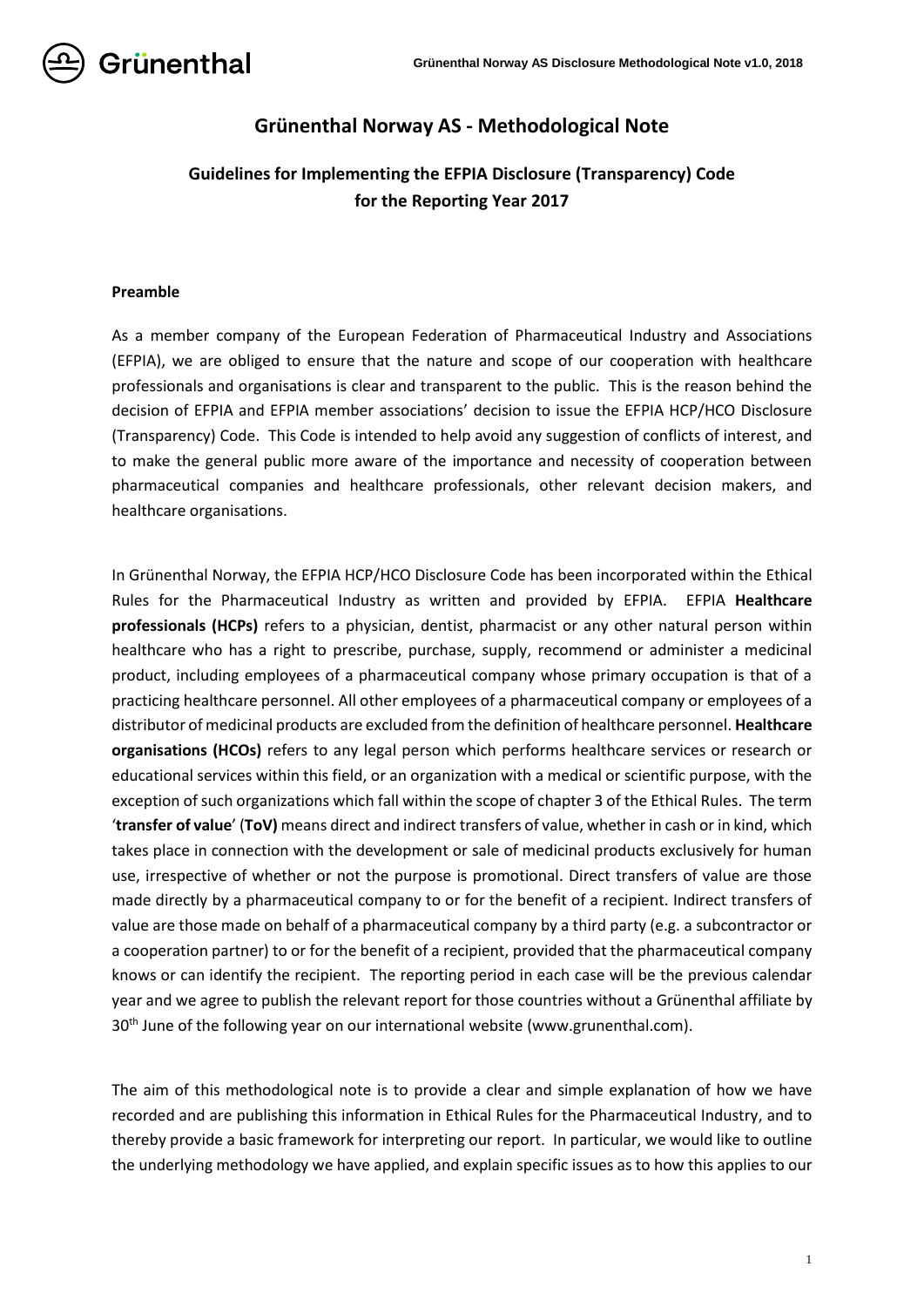# Grünenthal Norway AS - Methodological Note

## Guidelines for Implementing the EFPIA Disclosure (Transparency) Code for the Reporting Year 2017

**Preamble**

As a member company of the European Federation of Pharmaceutical Industry and Associations (EFPIA), we are obliged to ensure that the nature and scope of our cooperation with healthcare professionals and organisations is clear and transparent to the public. This is the reason behind the decision of EFPIA and EFPIA member associations' decision to issue the EFPIA HCP/HCO Disclosure (Transparency) Code. This Code is intended to help avoid any suggestion of conflicts of interest, and to make the general public more aware of the importance and necessity of cooperation between pharmaceutical companies and healthcare professionals, other relevant decision makers, and healthcare organisations.

In Grünenthal Norway, the EFPIA HCP/HCO Disclosure Code has been incorporated within the Ethical Rules for the Pharmaceutical Industry as written and provided by EFPIA. EFPIA **Healthcare professionals (HCPs)** refers to a physician, dentist, pharmacist or any other natural person within healthcare who has a right to prescribe, purchase, supply, recommend or administer a medicinal product, including employees of a pharmaceutical company whose primary occupation is that of a practicing healthcare personnel. All other employees of a pharmaceutical company or employees of a distributor of medicinal products are excluded from the definition of healthcare personnel. **Healthcare organisations (HCOs)** refers to any legal person which performs healthcare services or research or educational services within this field, or an organization with a medical or scientific purpose, with the exception of such organizations which fall within the scope of chapter 3 of the Ethical Rules. The term '**transfer of value**' (**ToV)** means direct and indirect transfers of value, whether in cash or in kind, which takes place in connection with the development or sale of medicinal products exclusively for human use, irrespective of whether or not the purpose is promotional. Direct transfers of value are those made directly by a pharmaceutical company to or for the benefit of a recipient. Indirect transfers of value are those made on behalf of a pharmaceutical company by a third party (e.g. a subcontractor or a cooperation partner) to or for the benefit of a recipient, provided that the pharmaceutical company knows or can identify the recipient. The reporting period in each case will be the previous calendar year and we agree to publish the relevant report for those countries without a Grünenthal affiliate by 30th June of the following year on our international website (www.grunenthal.com).

The aim of this methodological note is to provide a clear and simple explanation of how we have recorded and are publishing this information in Ethical Rules for the Pharmaceutical Industry, and to thereby provide a basic framework for interpreting our report. In particular, we would like to outline the underlying methodology we have applied, and explain specific issues as to how this applies to our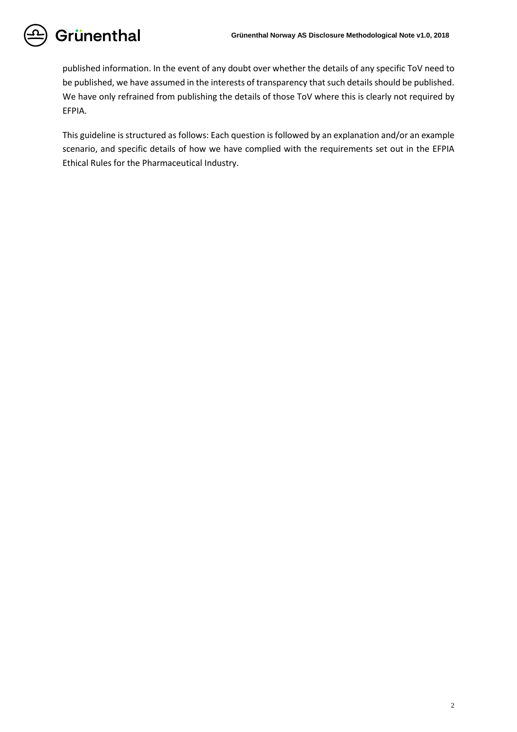published information. In the event of any doubt over whether the details of any specific ToV need to be published, we have assumed in the interests of transparency that such details should be published. We have only refrained from publishing the details of those ToV where this is clearly not required by EFPIA.

This guideline is structured as follows: Each question is followed by an explanation and/or an example scenario, and specific details of how we have complied with the requirements set out in the EFPIA Ethical Rules for the Pharmaceutical Industry.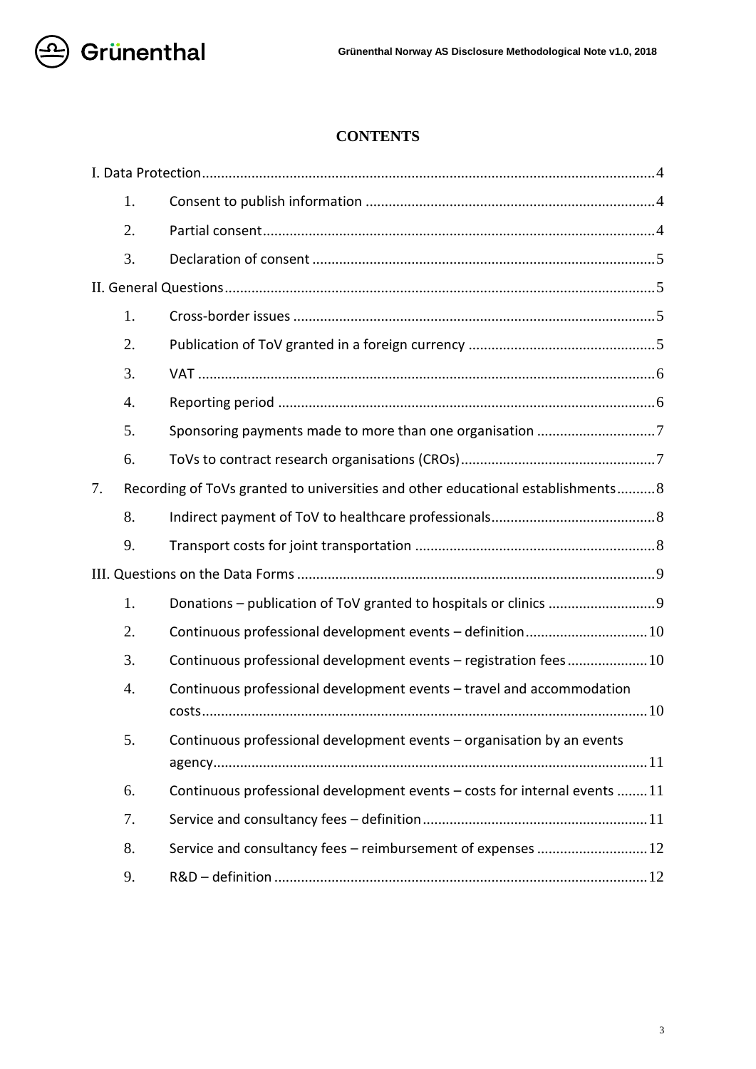**CONTENTS**

I. Data Protection ..... 4

1. Consent to publish information ..... 4
2. Partial consent ..... 4
3. Declaration of consent ..... 5

II. General Questions ..... 5

1. Cross-border issues ..... 5
2. Publication of ToV granted in a foreign currency ..... 5
3. VAT ..... 6
4. Reporting period ..... 6
5. Sponsoring payments made to more than one organisation ..... 7
6. ToVs to contract research organisations (CROs) ..... 7

7. Recording of ToVs granted to universities and other educational establishments ..... 8

8. Indirect payment of ToV to healthcare professionals ..... 8
9. Transport costs for joint transportation ..... 8

III. Questions on the Data Forms ..... 9

1. Donations – publication of ToV granted to hospitals or clinics ..... 9
2. Continuous professional development events – definition ..... 10
3. Continuous professional development events – registration fees ..... 10
4. Continuous professional development events – travel and accommodation costs ..... 10
5. Continuous professional development events – organisation by an events agency ..... 11
6. Continuous professional development events – costs for internal events ..... 11
7. Service and consultancy fees – definition ..... 11
8. Service and consultancy fees – reimbursement of expenses ..... 12
9. R&D – definition ..... 12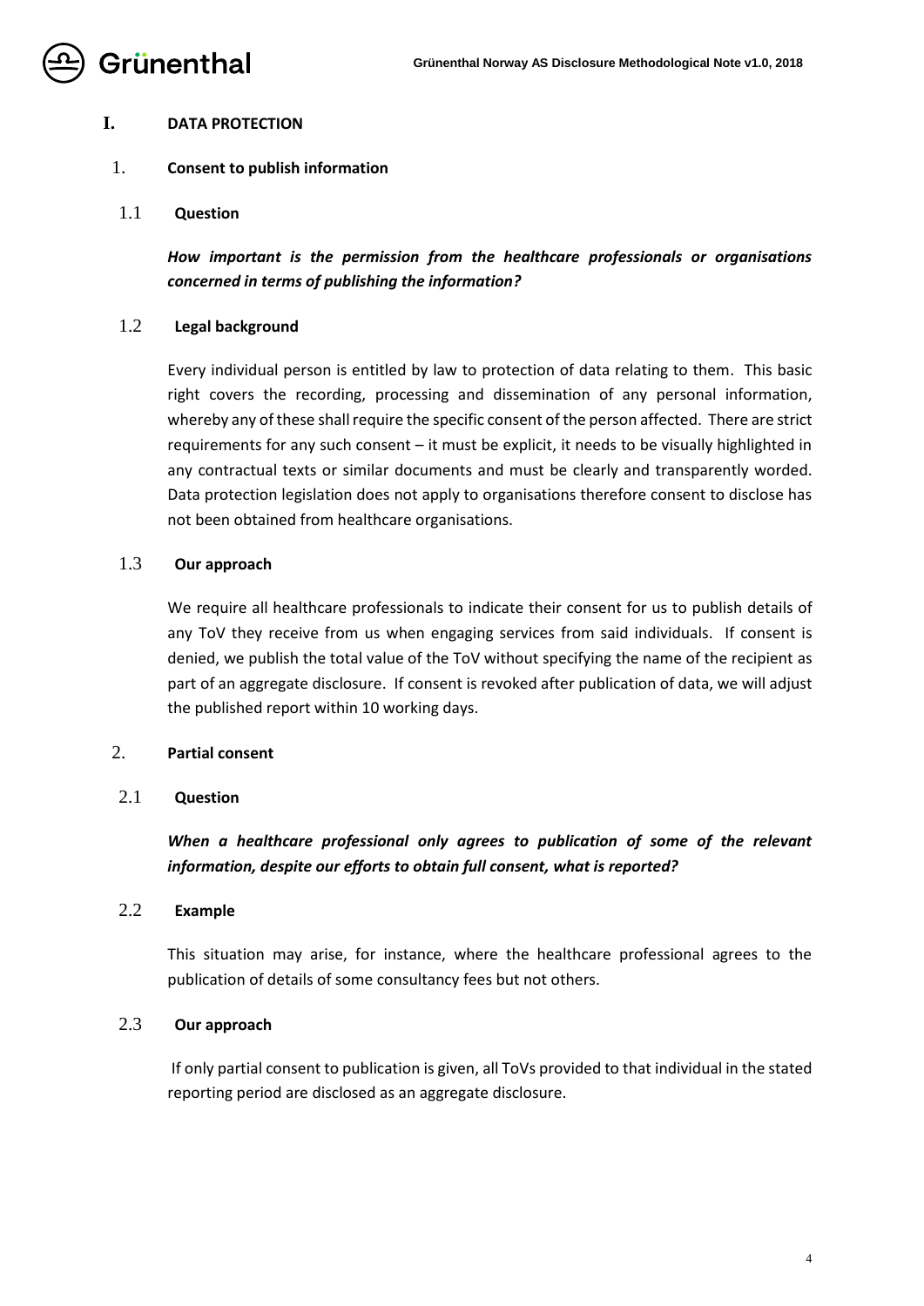# I. DATA PROTECTION

## 1. Consent to publish information

### 1.1 Question

***How important is the permission from the healthcare professionals or organisations concerned in terms of publishing the information?***

### 1.2 Legal background

Every individual person is entitled by law to protection of data relating to them. This basic right covers the recording, processing and dissemination of any personal information, whereby any of these shall require the specific consent of the person affected. There are strict requirements for any such consent – it must be explicit, it needs to be visually highlighted in any contractual texts or similar documents and must be clearly and transparently worded. Data protection legislation does not apply to organisations therefore consent to disclose has not been obtained from healthcare organisations.

### 1.3 Our approach

We require all healthcare professionals to indicate their consent for us to publish details of any ToV they receive from us when engaging services from said individuals. If consent is denied, we publish the total value of the ToV without specifying the name of the recipient as part of an aggregate disclosure. If consent is revoked after publication of data, we will adjust the published report within 10 working days.

## 2. Partial consent

### 2.1 Question

***When a healthcare professional only agrees to publication of some of the relevant information, despite our efforts to obtain full consent, what is reported?***

### 2.2 Example

This situation may arise, for instance, where the healthcare professional agrees to the publication of details of some consultancy fees but not others.

### 2.3 Our approach

If only partial consent to publication is given, all ToVs provided to that individual in the stated reporting period are disclosed as an aggregate disclosure.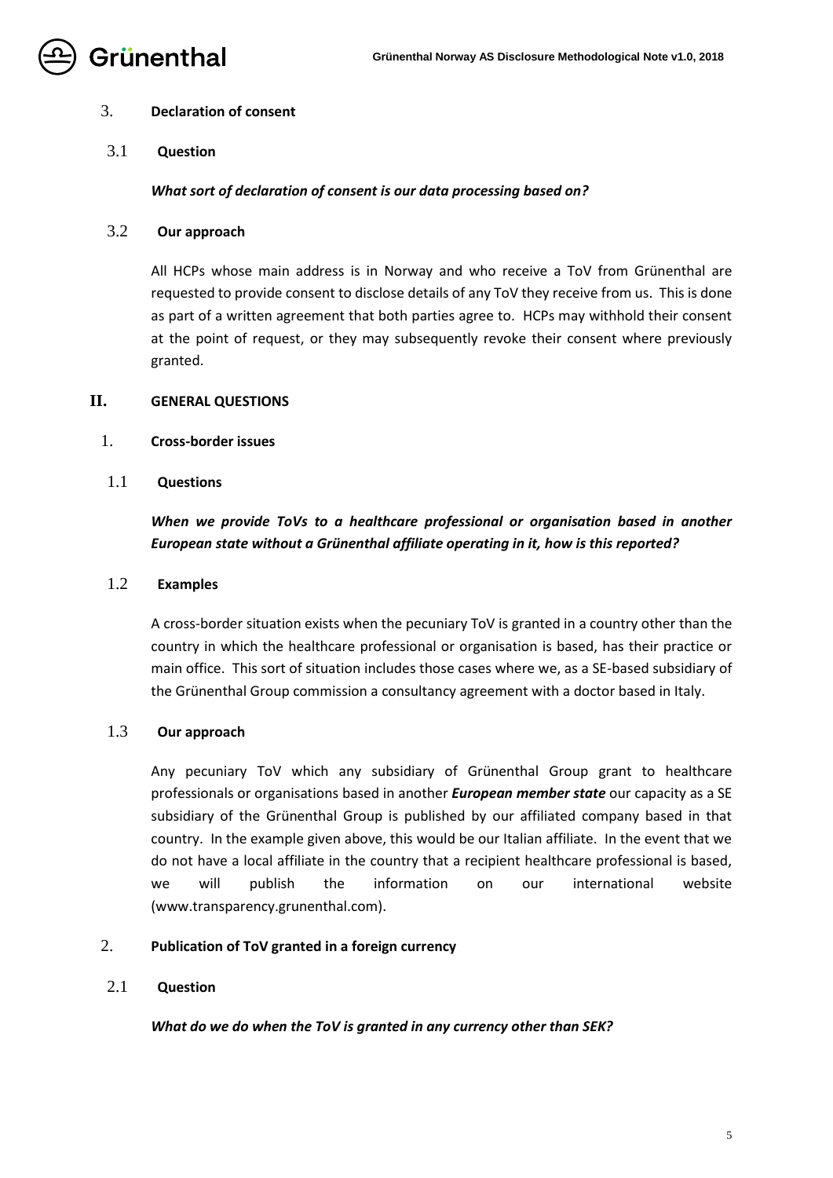### 3. Declaration of consent

#### 3.1 Question

***What sort of declaration of consent is our data processing based on?***

#### 3.2 Our approach

All HCPs whose main address is in Norway and who receive a ToV from Grünenthal are requested to provide consent to disclose details of any ToV they receive from us. This is done as part of a written agreement that both parties agree to. HCPs may withhold their consent at the point of request, or they may subsequently revoke their consent where previously granted.

## II. GENERAL QUESTIONS

### 1. Cross-border issues

#### 1.1 Questions

***When we provide ToVs to a healthcare professional or organisation based in another European state without a Grünenthal affiliate operating in it, how is this reported?***

#### 1.2 Examples

A cross-border situation exists when the pecuniary ToV is granted in a country other than the country in which the healthcare professional or organisation is based, has their practice or main office. This sort of situation includes those cases where we, as a SE-based subsidiary of the Grünenthal Group commission a consultancy agreement with a doctor based in Italy.

#### 1.3 Our approach

Any pecuniary ToV which any subsidiary of Grünenthal Group grant to healthcare professionals or organisations based in another ***European member state*** our capacity as a SE subsidiary of the Grünenthal Group is published by our affiliated company based in that country. In the example given above, this would be our Italian affiliate. In the event that we do not have a local affiliate in the country that a recipient healthcare professional is based, we will publish the information on our international website (www.transparency.grunenthal.com).

### 2. Publication of ToV granted in a foreign currency

#### 2.1 Question

***What do we do when the ToV is granted in any currency other than SEK?***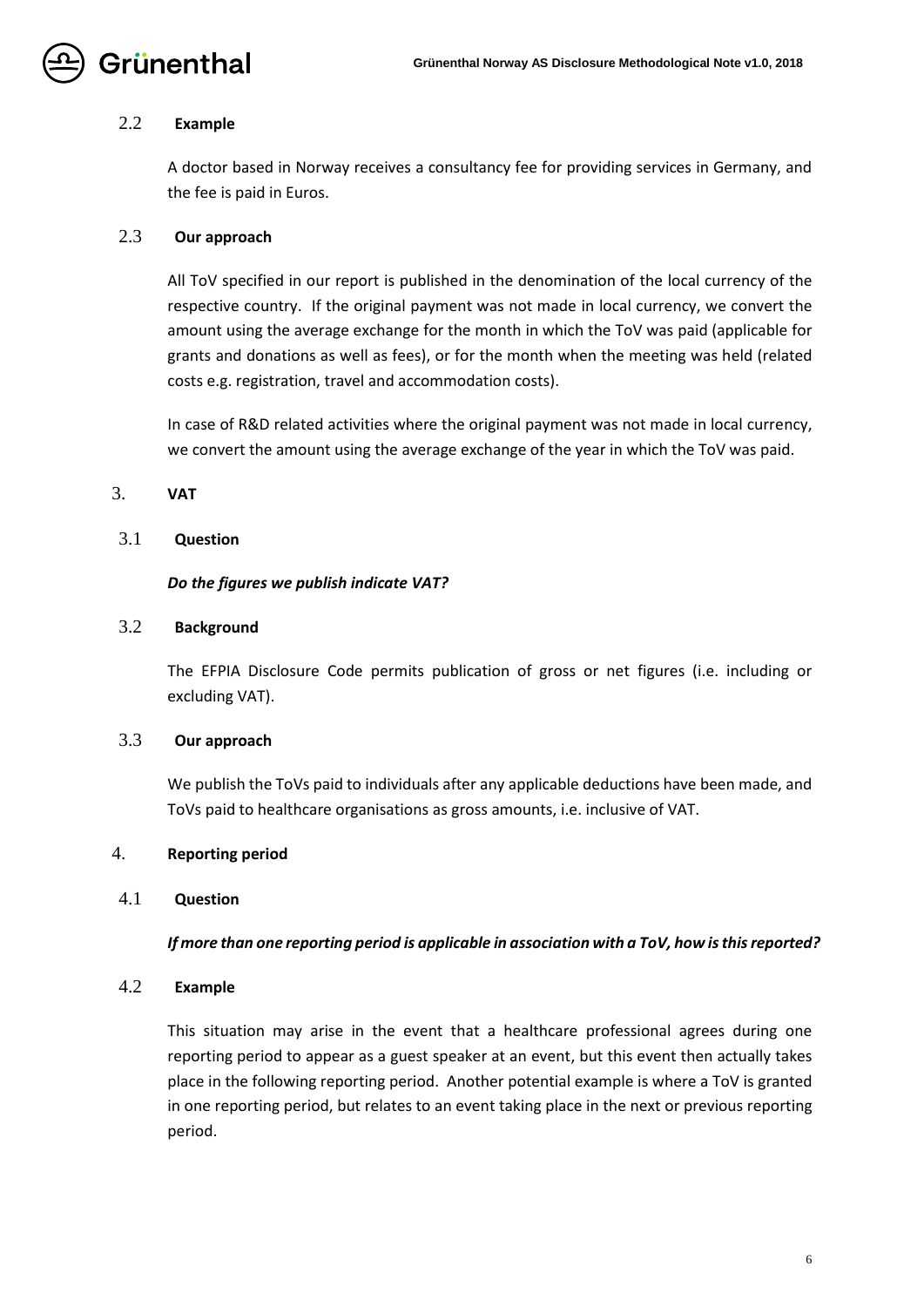### 2.2 Example

A doctor based in Norway receives a consultancy fee for providing services in Germany, and the fee is paid in Euros.

### 2.3 Our approach

All ToV specified in our report is published in the denomination of the local currency of the respective country. If the original payment was not made in local currency, we convert the amount using the average exchange for the month in which the ToV was paid (applicable for grants and donations as well as fees), or for the month when the meeting was held (related costs e.g. registration, travel and accommodation costs).

In case of R&D related activities where the original payment was not made in local currency, we convert the amount using the average exchange of the year in which the ToV was paid.

## 3. VAT

### 3.1 Question

***Do the figures we publish indicate VAT?***

### 3.2 Background

The EFPIA Disclosure Code permits publication of gross or net figures (i.e. including or excluding VAT).

### 3.3 Our approach

We publish the ToVs paid to individuals after any applicable deductions have been made, and ToVs paid to healthcare organisations as gross amounts, i.e. inclusive of VAT.

## 4. Reporting period

### 4.1 Question

***If more than one reporting period is applicable in association with a ToV, how is this reported?***

### 4.2 Example

This situation may arise in the event that a healthcare professional agrees during one reporting period to appear as a guest speaker at an event, but this event then actually takes place in the following reporting period. Another potential example is where a ToV is granted in one reporting period, but relates to an event taking place in the next or previous reporting period.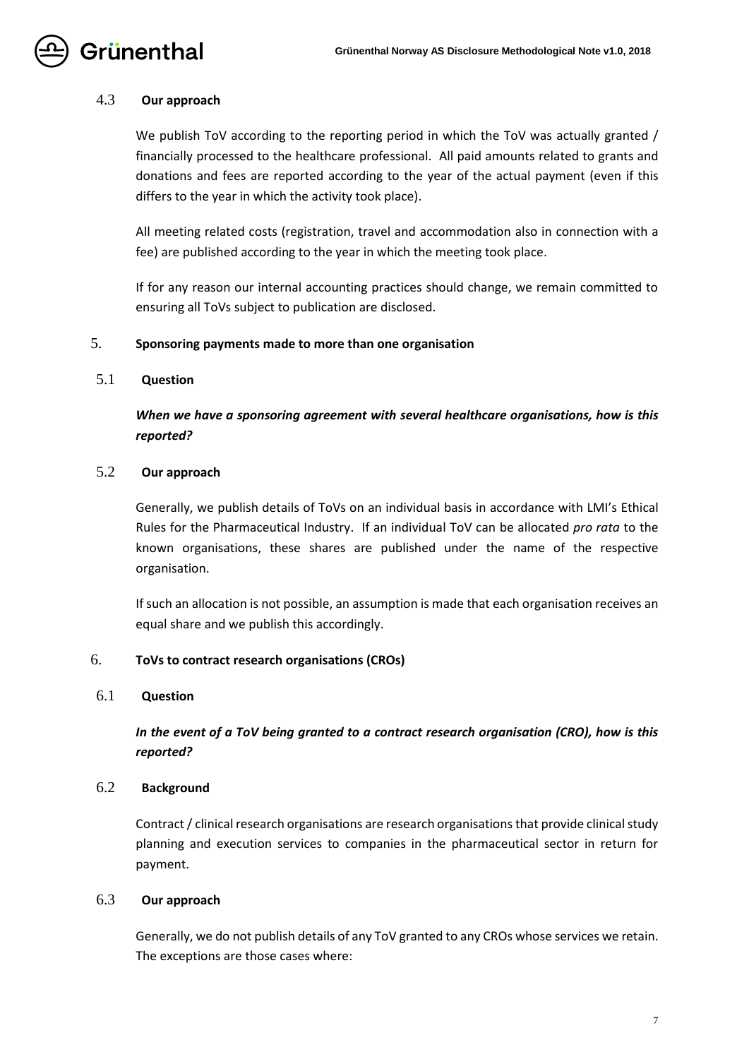### 4.3 Our approach

We publish ToV according to the reporting period in which the ToV was actually granted / financially processed to the healthcare professional. All paid amounts related to grants and donations and fees are reported according to the year of the actual payment (even if this differs to the year in which the activity took place).

All meeting related costs (registration, travel and accommodation also in connection with a fee) are published according to the year in which the meeting took place.

If for any reason our internal accounting practices should change, we remain committed to ensuring all ToVs subject to publication are disclosed.

## 5. Sponsoring payments made to more than one organisation

### 5.1 Question

***When we have a sponsoring agreement with several healthcare organisations, how is this reported?***

### 5.2 Our approach

Generally, we publish details of ToVs on an individual basis in accordance with LMI's Ethical Rules for the Pharmaceutical Industry. If an individual ToV can be allocated *pro rata* to the known organisations, these shares are published under the name of the respective organisation.

If such an allocation is not possible, an assumption is made that each organisation receives an equal share and we publish this accordingly.

## 6. ToVs to contract research organisations (CROs)

### 6.1 Question

***In the event of a ToV being granted to a contract research organisation (CRO), how is this reported?***

### 6.2 Background

Contract / clinical research organisations are research organisations that provide clinical study planning and execution services to companies in the pharmaceutical sector in return for payment.

### 6.3 Our approach

Generally, we do not publish details of any ToV granted to any CROs whose services we retain. The exceptions are those cases where: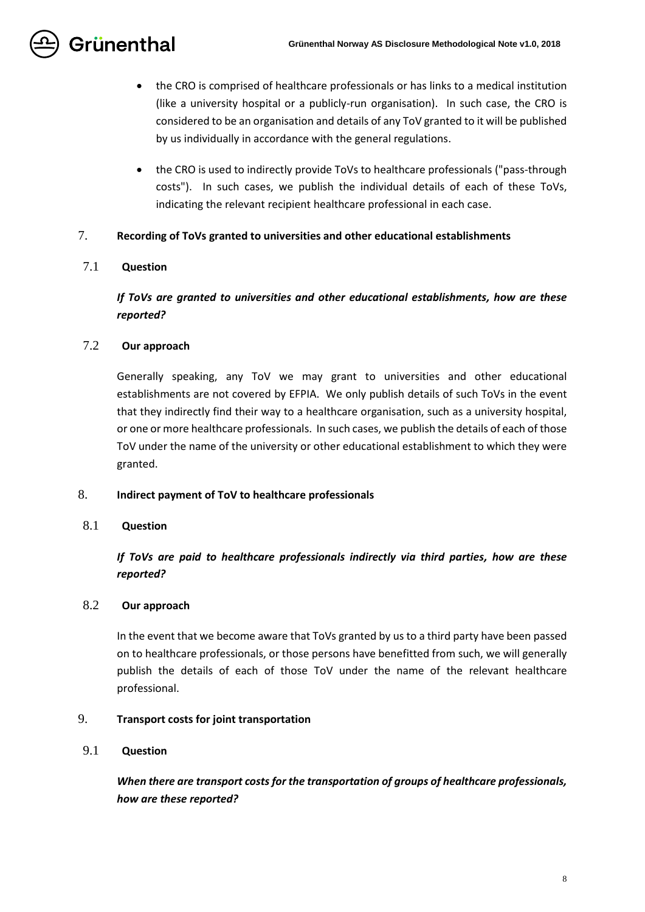- the CRO is comprised of healthcare professionals or has links to a medical institution (like a university hospital or a publicly-run organisation). In such case, the CRO is considered to be an organisation and details of any ToV granted to it will be published by us individually in accordance with the general regulations.
- the CRO is used to indirectly provide ToVs to healthcare professionals ("pass-through costs"). In such cases, we publish the individual details of each of these ToVs, indicating the relevant recipient healthcare professional in each case.

## 7. Recording of ToVs granted to universities and other educational establishments

### 7.1 Question

***If ToVs are granted to universities and other educational establishments, how are these reported?***

### 7.2 Our approach

Generally speaking, any ToV we may grant to universities and other educational establishments are not covered by EFPIA. We only publish details of such ToVs in the event that they indirectly find their way to a healthcare organisation, such as a university hospital, or one or more healthcare professionals. In such cases, we publish the details of each of those ToV under the name of the university or other educational establishment to which they were granted.

## 8. Indirect payment of ToV to healthcare professionals

### 8.1 Question

***If ToVs are paid to healthcare professionals indirectly via third parties, how are these reported?***

### 8.2 Our approach

In the event that we become aware that ToVs granted by us to a third party have been passed on to healthcare professionals, or those persons have benefitted from such, we will generally publish the details of each of those ToV under the name of the relevant healthcare professional.

## 9. Transport costs for joint transportation

### 9.1 Question

***When there are transport costs for the transportation of groups of healthcare professionals, how are these reported?***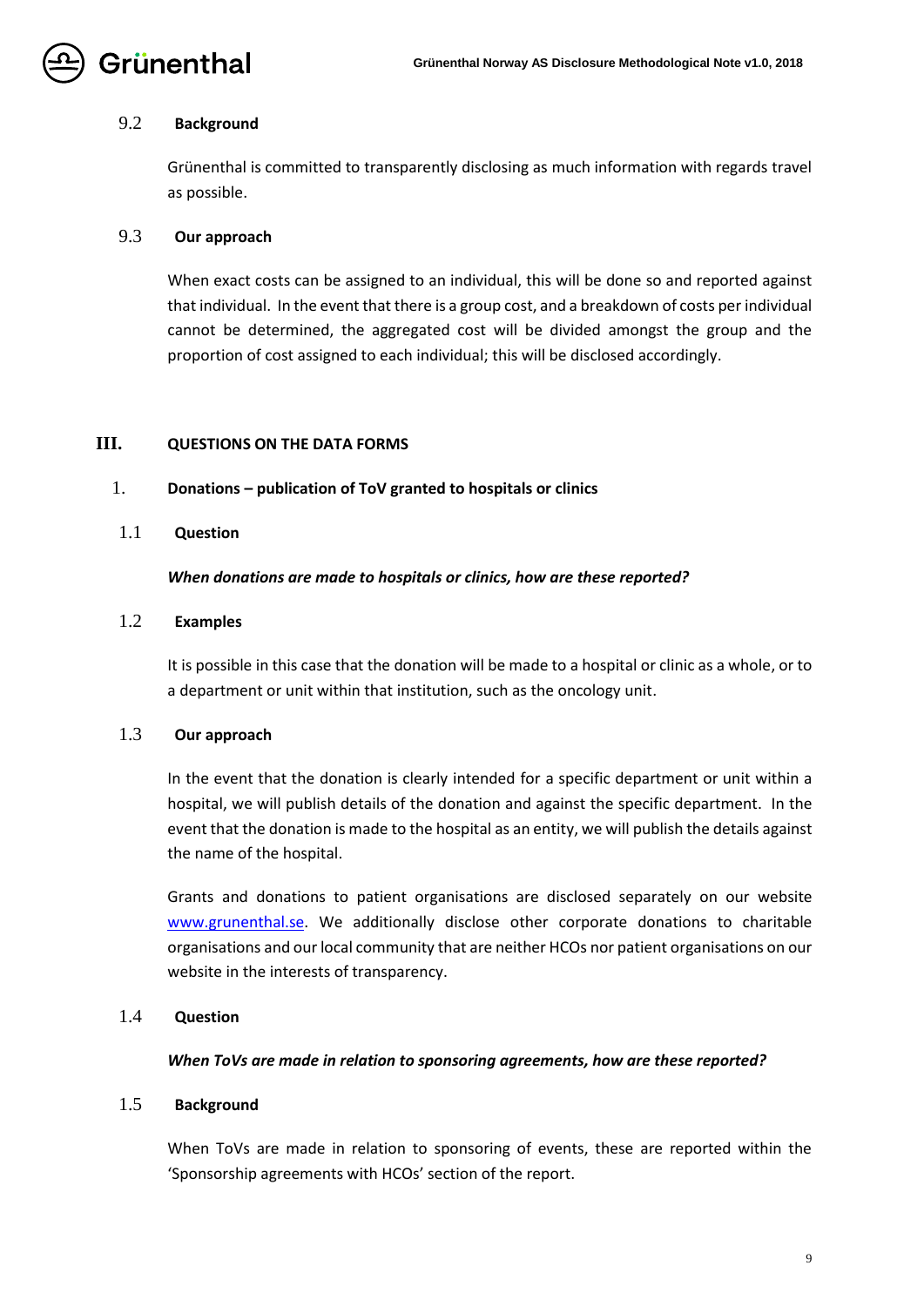### 9.2 Background

Grünenthal is committed to transparently disclosing as much information with regards travel as possible.

### 9.3 Our approach

When exact costs can be assigned to an individual, this will be done so and reported against that individual. In the event that there is a group cost, and a breakdown of costs per individual cannot be determined, the aggregated cost will be divided amongst the group and the proportion of cost assigned to each individual; this will be disclosed accordingly.

## III. QUESTIONS ON THE DATA FORMS

### 1. Donations – publication of ToV granted to hospitals or clinics

### 1.1 Question

***When donations are made to hospitals or clinics, how are these reported?***

### 1.2 Examples

It is possible in this case that the donation will be made to a hospital or clinic as a whole, or to a department or unit within that institution, such as the oncology unit.

### 1.3 Our approach

In the event that the donation is clearly intended for a specific department or unit within a hospital, we will publish details of the donation and against the specific department. In the event that the donation is made to the hospital as an entity, we will publish the details against the name of the hospital.

Grants and donations to patient organisations are disclosed separately on our website www.grunenthal.se. We additionally disclose other corporate donations to charitable organisations and our local community that are neither HCOs nor patient organisations on our website in the interests of transparency.

### 1.4 Question

***When ToVs are made in relation to sponsoring agreements, how are these reported?***

### 1.5 Background

When ToVs are made in relation to sponsoring of events, these are reported within the 'Sponsorship agreements with HCOs' section of the report.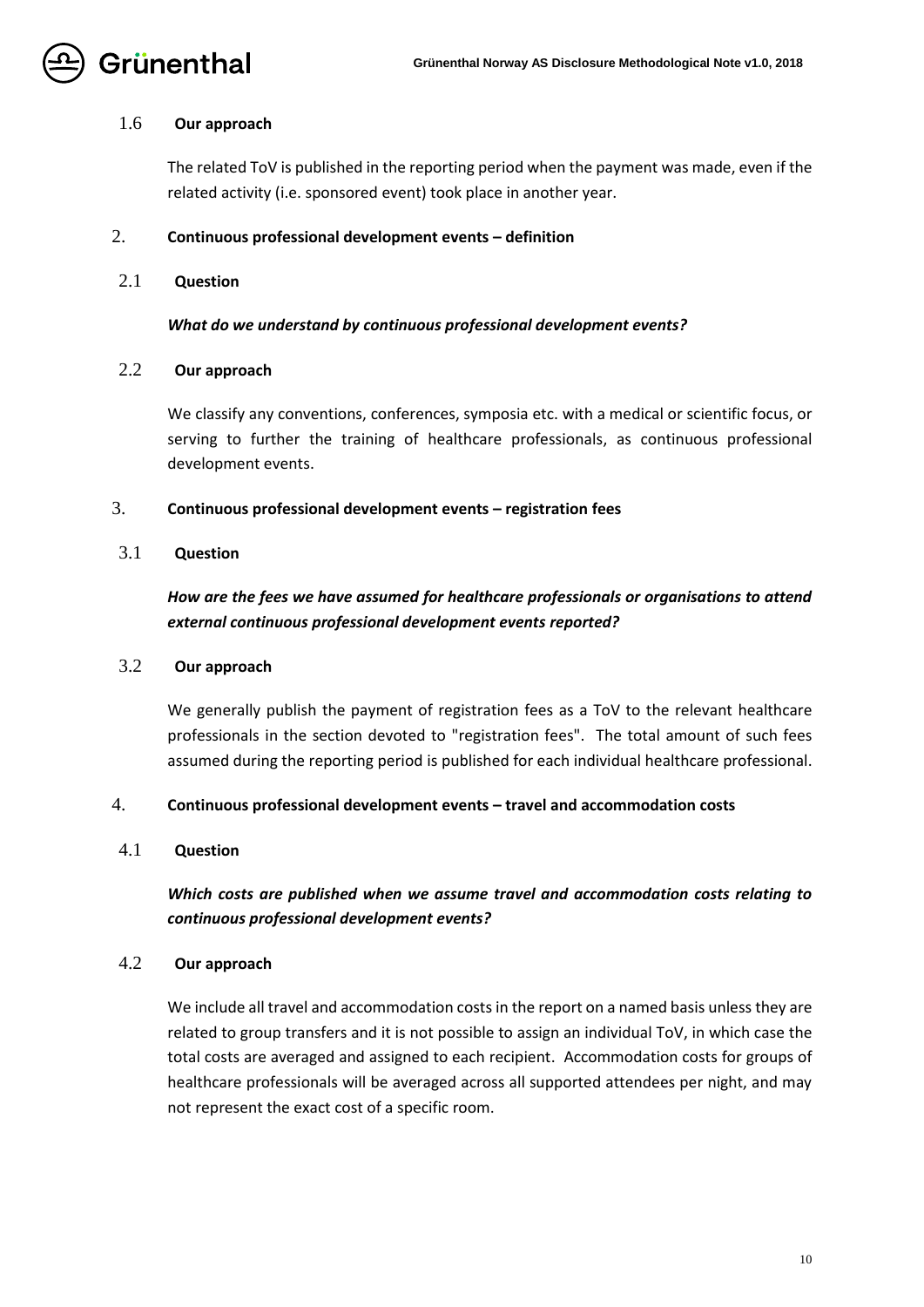### 1.6 Our approach

The related ToV is published in the reporting period when the payment was made, even if the related activity (i.e. sponsored event) took place in another year.

## 2. Continuous professional development events – definition

### 2.1 Question

***What do we understand by continuous professional development events?***

### 2.2 Our approach

We classify any conventions, conferences, symposia etc. with a medical or scientific focus, or serving to further the training of healthcare professionals, as continuous professional development events.

## 3. Continuous professional development events – registration fees

### 3.1 Question

***How are the fees we have assumed for healthcare professionals or organisations to attend external continuous professional development events reported?***

### 3.2 Our approach

We generally publish the payment of registration fees as a ToV to the relevant healthcare professionals in the section devoted to "registration fees". The total amount of such fees assumed during the reporting period is published for each individual healthcare professional.

## 4. Continuous professional development events – travel and accommodation costs

### 4.1 Question

***Which costs are published when we assume travel and accommodation costs relating to continuous professional development events?***

### 4.2 Our approach

We include all travel and accommodation costs in the report on a named basis unless they are related to group transfers and it is not possible to assign an individual ToV, in which case the total costs are averaged and assigned to each recipient. Accommodation costs for groups of healthcare professionals will be averaged across all supported attendees per night, and may not represent the exact cost of a specific room.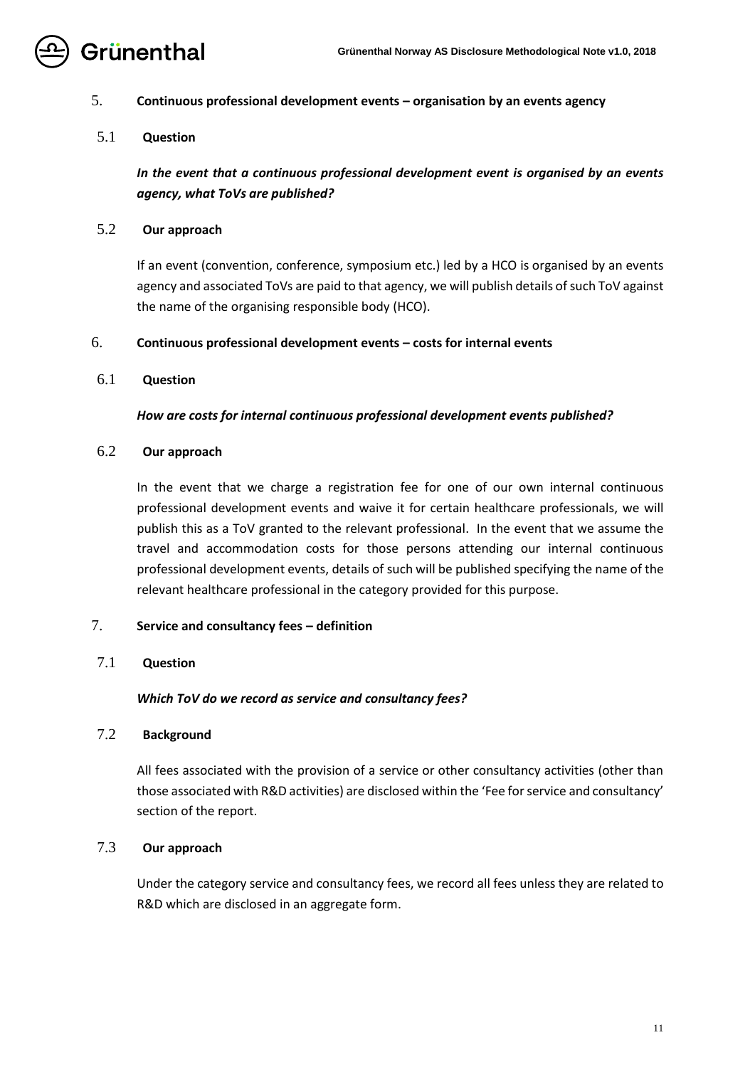## 5. Continuous professional development events – organisation by an events agency

### 5.1 Question

***In the event that a continuous professional development event is organised by an events agency, what ToVs are published?***

### 5.2 Our approach

If an event (convention, conference, symposium etc.) led by a HCO is organised by an events agency and associated ToVs are paid to that agency, we will publish details of such ToV against the name of the organising responsible body (HCO).

## 6. Continuous professional development events – costs for internal events

### 6.1 Question

***How are costs for internal continuous professional development events published?***

### 6.2 Our approach

In the event that we charge a registration fee for one of our own internal continuous professional development events and waive it for certain healthcare professionals, we will publish this as a ToV granted to the relevant professional. In the event that we assume the travel and accommodation costs for those persons attending our internal continuous professional development events, details of such will be published specifying the name of the relevant healthcare professional in the category provided for this purpose.

## 7. Service and consultancy fees – definition

### 7.1 Question

***Which ToV do we record as service and consultancy fees?***

### 7.2 Background

All fees associated with the provision of a service or other consultancy activities (other than those associated with R&D activities) are disclosed within the 'Fee for service and consultancy' section of the report.

### 7.3 Our approach

Under the category service and consultancy fees, we record all fees unless they are related to R&D which are disclosed in an aggregate form.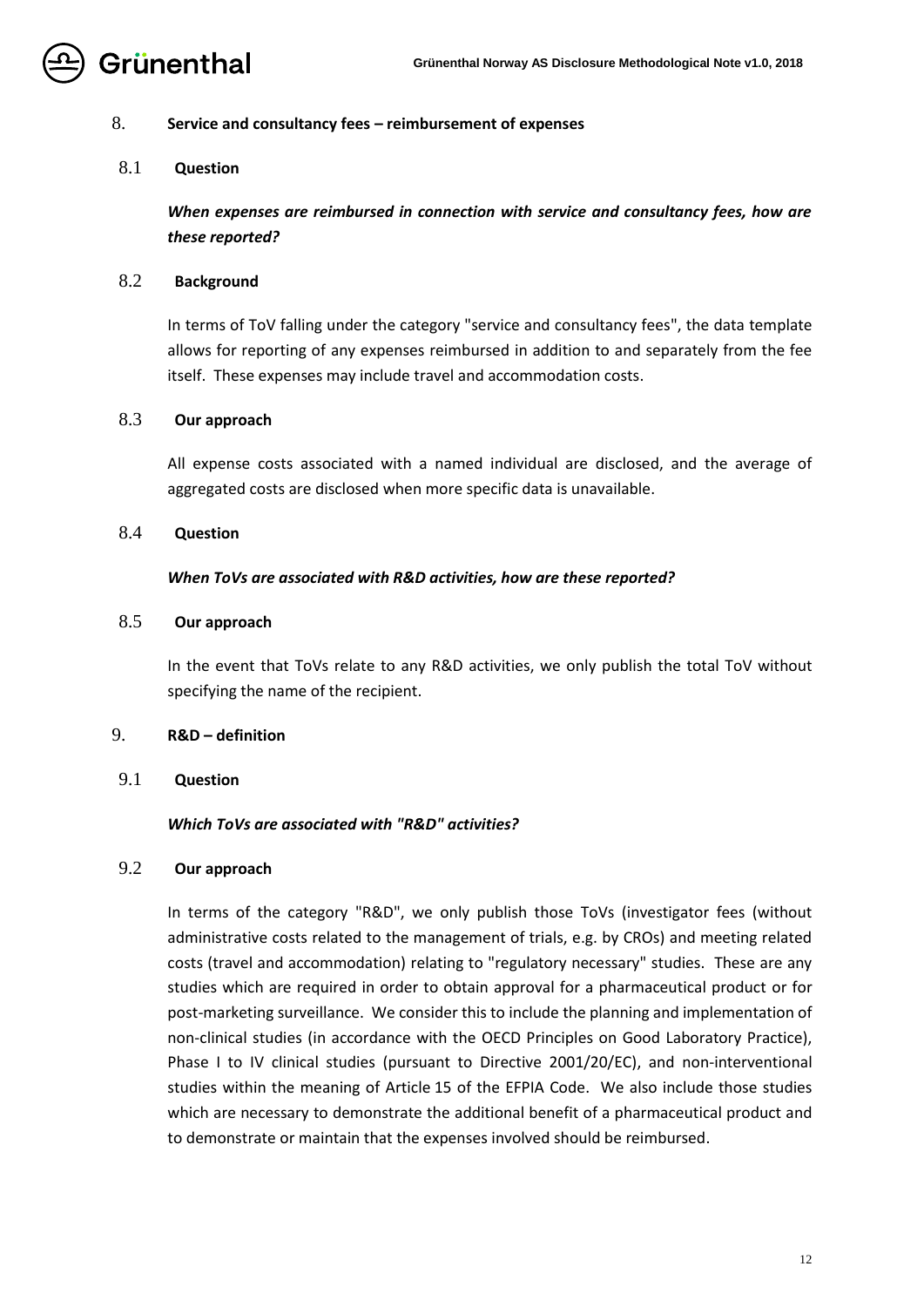## 8. Service and consultancy fees – reimbursement of expenses

### 8.1 Question

***When expenses are reimbursed in connection with service and consultancy fees, how are these reported?***

### 8.2 Background

In terms of ToV falling under the category "service and consultancy fees", the data template allows for reporting of any expenses reimbursed in addition to and separately from the fee itself. These expenses may include travel and accommodation costs.

### 8.3 Our approach

All expense costs associated with a named individual are disclosed, and the average of aggregated costs are disclosed when more specific data is unavailable.

### 8.4 Question

***When ToVs are associated with R&D activities, how are these reported?***

### 8.5 Our approach

In the event that ToVs relate to any R&D activities, we only publish the total ToV without specifying the name of the recipient.

## 9. R&D – definition

### 9.1 Question

***Which ToVs are associated with "R&D" activities?***

### 9.2 Our approach

In terms of the category "R&D", we only publish those ToVs (investigator fees (without administrative costs related to the management of trials, e.g. by CROs) and meeting related costs (travel and accommodation) relating to "regulatory necessary" studies. These are any studies which are required in order to obtain approval for a pharmaceutical product or for post-marketing surveillance. We consider this to include the planning and implementation of non-clinical studies (in accordance with the OECD Principles on Good Laboratory Practice), Phase I to IV clinical studies (pursuant to Directive 2001/20/EC), and non-interventional studies within the meaning of Article 15 of the EFPIA Code. We also include those studies which are necessary to demonstrate the additional benefit of a pharmaceutical product and to demonstrate or maintain that the expenses involved should be reimbursed.